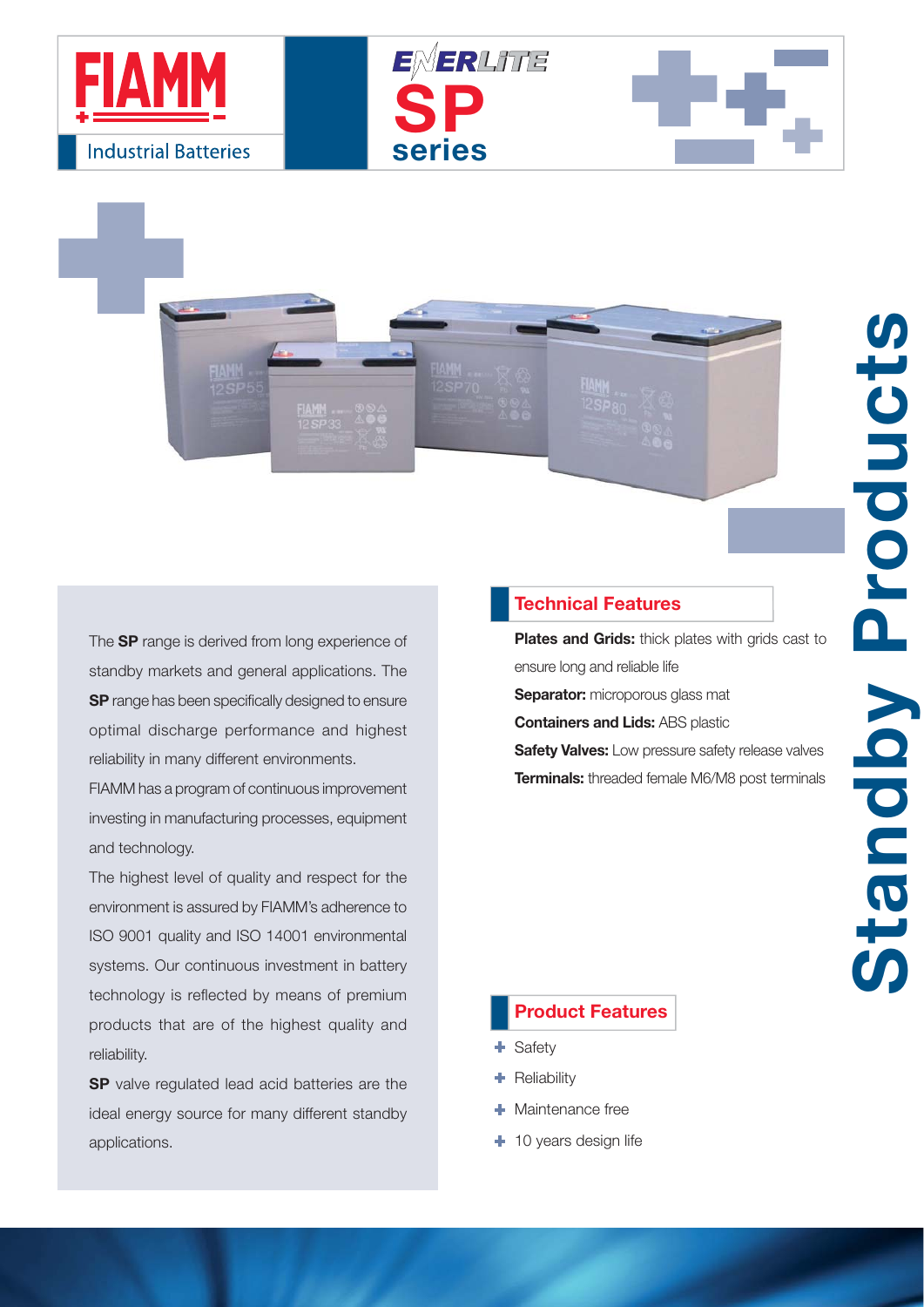FIAMM

Industrial Batteries

ENERLITE

# SP series

# Standby Products

The **SP** range is derived from long experience of standby markets and general applications. The **SP** range has been specifically designed to ensure optimal discharge performance and highest reliability in many different environments.

FIAMM has a program of continuous improvement investing in manufacturing processes, equipment and technology.

The highest level of quality and respect for the environment is assured by FIAMM's adherence to ISO 9001 quality and ISO 14001 environmental systems. Our continuous investment in battery technology is reflected by means of premium products that are of the highest quality and reliability.

**SP** valve regulated lead acid batteries are the ideal energy source for many different standby applications.

## Technical Features

**Plates and Grids:** thick plates with grids cast to ensure long and reliable life

**Separator:** microporous glass mat

**Containers and Lids:** ABS plastic

**Safety Valves:** Low pressure safety release valves

**Terminals:** threaded female M6/M8 post terminals

## Product Features

- Safety
- Reliability
- Maintenance free
- 10 years design life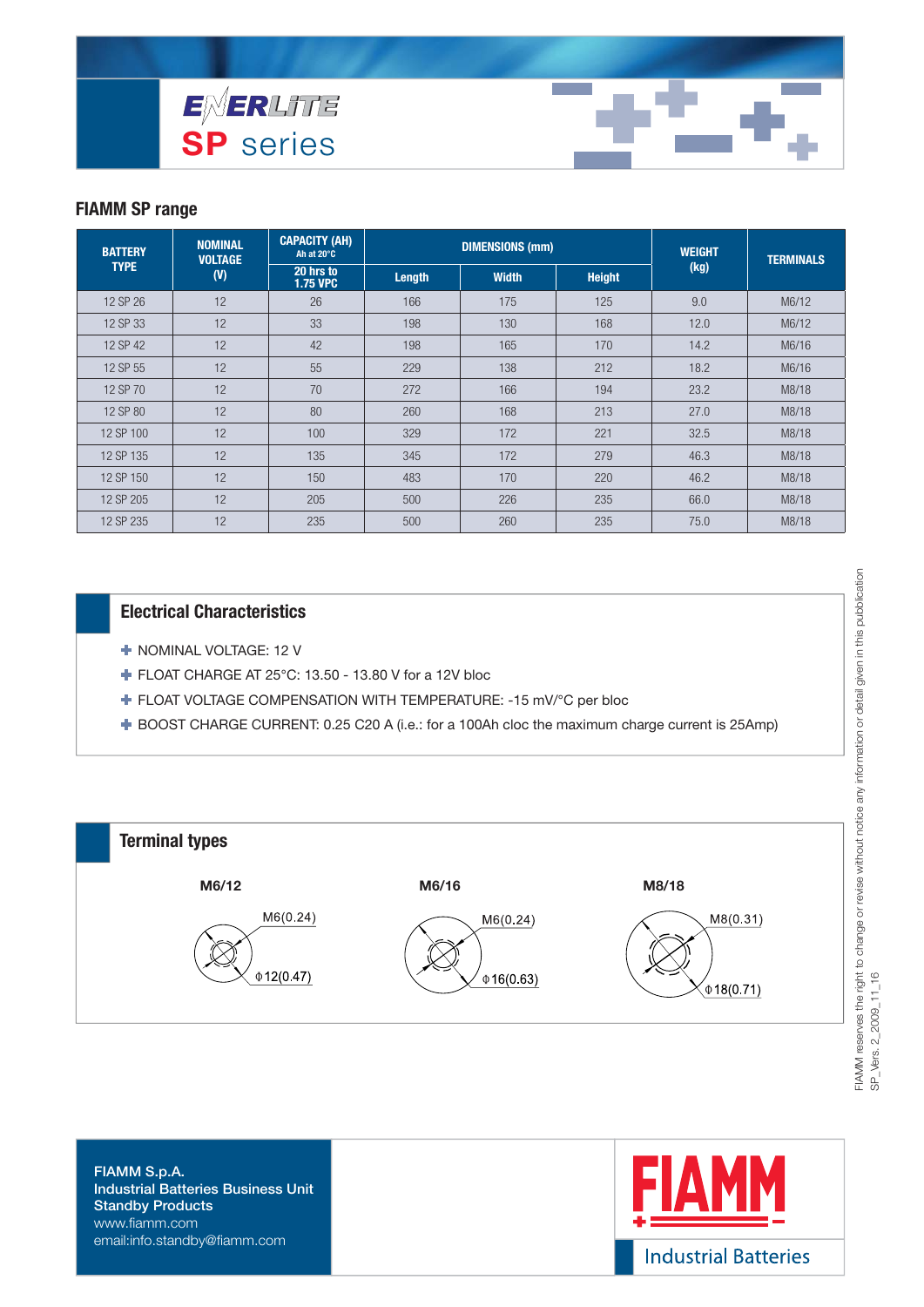# ENERLITE SP series

## FIAMM SP range

| BATTERY TYPE | NOMINAL VOLTAGE (V) | CAPACITY (AH) Ah at 20°C | DIMENSIONS (mm) | | | WEIGHT (kg) | TERMINALS |
|---|---|---|---|---|---|---|---|
| | | 20 hrs to 1.75 VPC | Length | Width | Height | | |
| 12 SP 26 | 12 | 26 | 166 | 175 | 125 | 9.0 | M6/12 |
| 12 SP 33 | 12 | 33 | 198 | 130 | 168 | 12.0 | M6/12 |
| 12 SP 42 | 12 | 42 | 198 | 165 | 170 | 14.2 | M6/16 |
| 12 SP 55 | 12 | 55 | 229 | 138 | 212 | 18.2 | M6/16 |
| 12 SP 70 | 12 | 70 | 272 | 166 | 194 | 23.2 | M8/18 |
| 12 SP 80 | 12 | 80 | 260 | 168 | 213 | 27.0 | M8/18 |
| 12 SP 100 | 12 | 100 | 329 | 172 | 221 | 32.5 | M8/18 |
| 12 SP 135 | 12 | 135 | 345 | 172 | 279 | 46.3 | M8/18 |
| 12 SP 150 | 12 | 150 | 483 | 170 | 220 | 46.2 | M8/18 |
| 12 SP 205 | 12 | 205 | 500 | 226 | 235 | 66.0 | M8/18 |
| 12 SP 235 | 12 | 235 | 500 | 260 | 235 | 75.0 | M8/18 |

## Electrical Characteristics

- NOMINAL VOLTAGE: 12 V
- FLOAT CHARGE AT 25°C: 13.50 - 13.80 V for a 12V bloc
- FLOAT VOLTAGE COMPENSATION WITH TEMPERATURE: -15 mV/°C per bloc
- BOOST CHARGE CURRENT: 0.25 C20 A (i.e.: for a 100Ah cloc the maximum charge current is 25Amp)

## Terminal types

**M6/12**

M6(0.24)

Φ12(0.47)

**M6/16**

M6(0.24)

Φ16(0.63)

**M8/18**

M8(0.31)

Φ18(0.71)

FIAMM reserves the right to change or revise without notice any information or detail given in this publication
SP_Vers. 2_2009_11_16

FIAMM S.p.A.
Industrial Batteries Business Unit
Standby Products
www.fiamm.com
email:info.standby@fiamm.com

FIAMM
Industrial Batteries